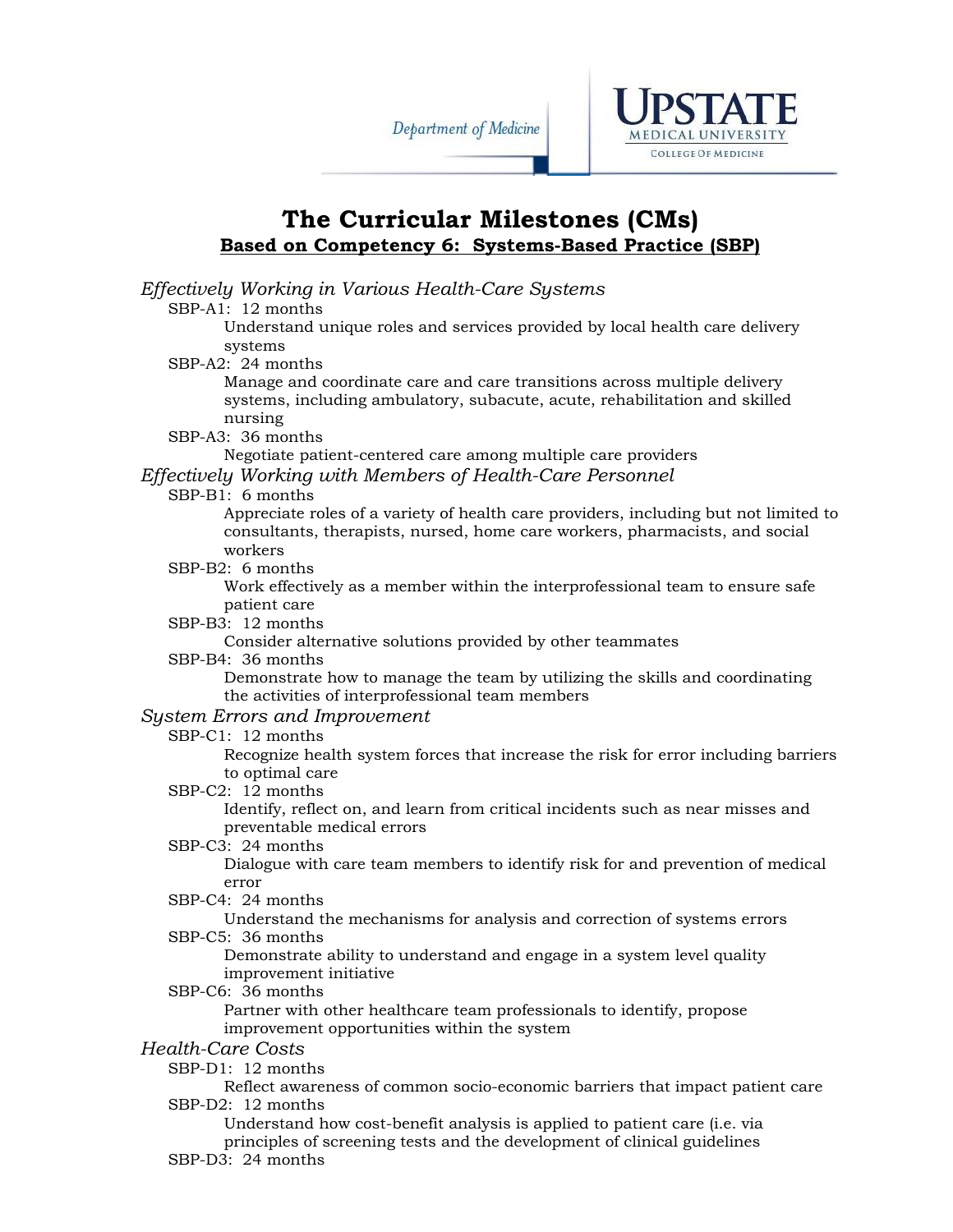Department of Medicine

UPSTATE MEDICAL UNIVERSITY
COLLEGE OF MEDICINE

# The Curricular Milestones (CMs)

## Based on Competency 6: Systems-Based Practice (SBP)

### *Effectively Working in Various Health-Care Systems*

- SBP-A1: 12 months
  - Understand unique roles and services provided by local health care delivery systems
- SBP-A2: 24 months
  - Manage and coordinate care and care transitions across multiple delivery systems, including ambulatory, subacute, acute, rehabilitation and skilled nursing
- SBP-A3: 36 months
  - Negotiate patient-centered care among multiple care providers

### *Effectively Working with Members of Health-Care Personnel*

- SBP-B1: 6 months
  - Appreciate roles of a variety of health care providers, including but not limited to consultants, therapists, nursed, home care workers, pharmacists, and social workers
- SBP-B2: 6 months
  - Work effectively as a member within the interprofessional team to ensure safe patient care
- SBP-B3: 12 months
  - Consider alternative solutions provided by other teammates
- SBP-B4: 36 months
  - Demonstrate how to manage the team by utilizing the skills and coordinating the activities of interprofessional team members

### *System Errors and Improvement*

- SBP-C1: 12 months
  - Recognize health system forces that increase the risk for error including barriers to optimal care
- SBP-C2: 12 months
  - Identify, reflect on, and learn from critical incidents such as near misses and preventable medical errors
- SBP-C3: 24 months
  - Dialogue with care team members to identify risk for and prevention of medical error
- SBP-C4: 24 months
  - Understand the mechanisms for analysis and correction of systems errors
- SBP-C5: 36 months
  - Demonstrate ability to understand and engage in a system level quality improvement initiative
- SBP-C6: 36 months
  - Partner with other healthcare team professionals to identify, propose improvement opportunities within the system

### *Health-Care Costs*

- SBP-D1: 12 months
  - Reflect awareness of common socio-economic barriers that impact patient care
- SBP-D2: 12 months
  - Understand how cost-benefit analysis is applied to patient care (i.e. via principles of screening tests and the development of clinical guidelines
- SBP-D3: 24 months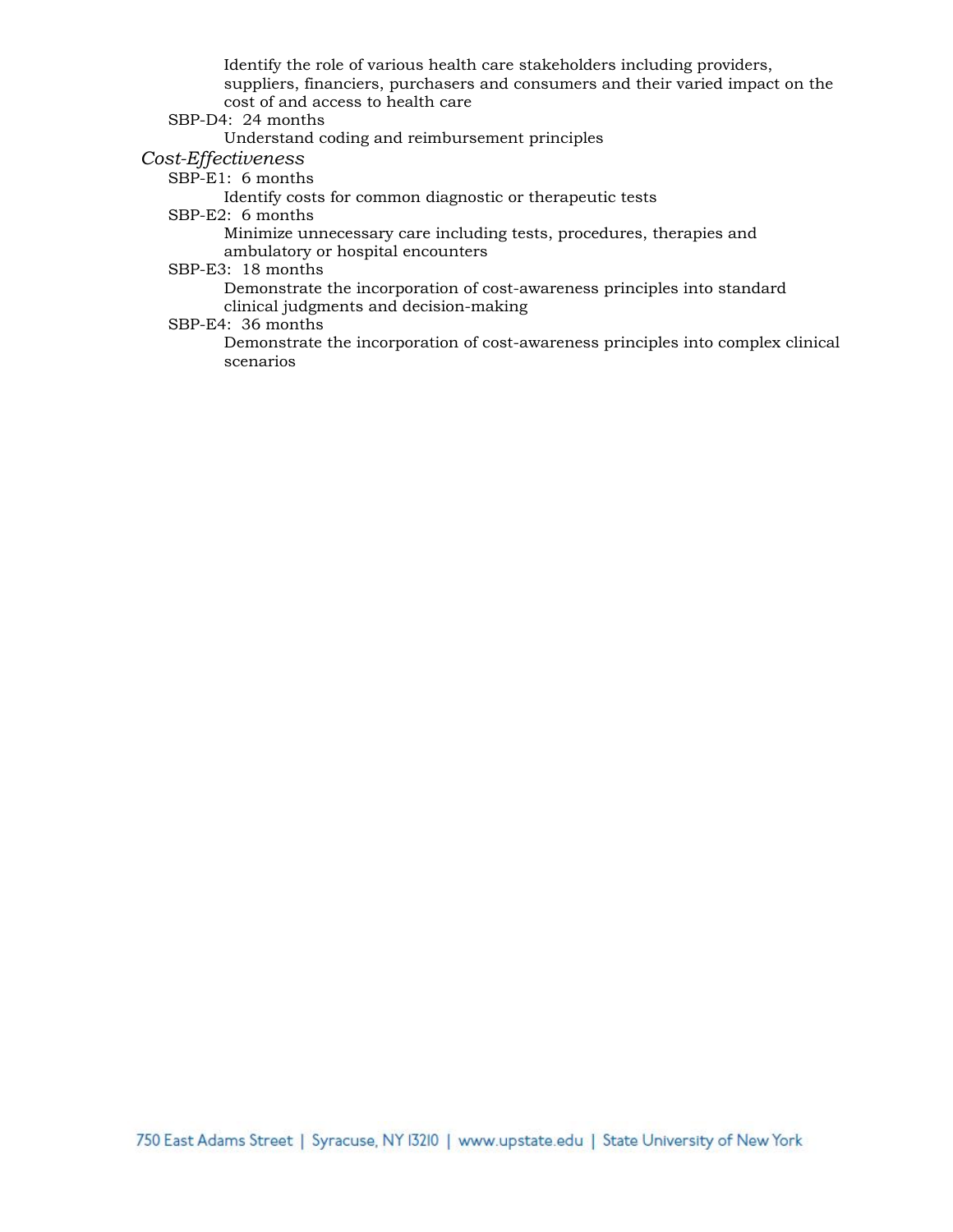Identify the role of various health care stakeholders including providers, suppliers, financiers, purchasers and consumers and their varied impact on the cost of and access to health care

SBP-D4: 24 months

Understand coding and reimbursement principles

*Cost-Effectiveness*

SBP-E1: 6 months

Identify costs for common diagnostic or therapeutic tests

SBP-E2: 6 months

Minimize unnecessary care including tests, procedures, therapies and ambulatory or hospital encounters

SBP-E3: 18 months

Demonstrate the incorporation of cost-awareness principles into standard clinical judgments and decision-making

SBP-E4: 36 months

Demonstrate the incorporation of cost-awareness principles into complex clinical scenarios